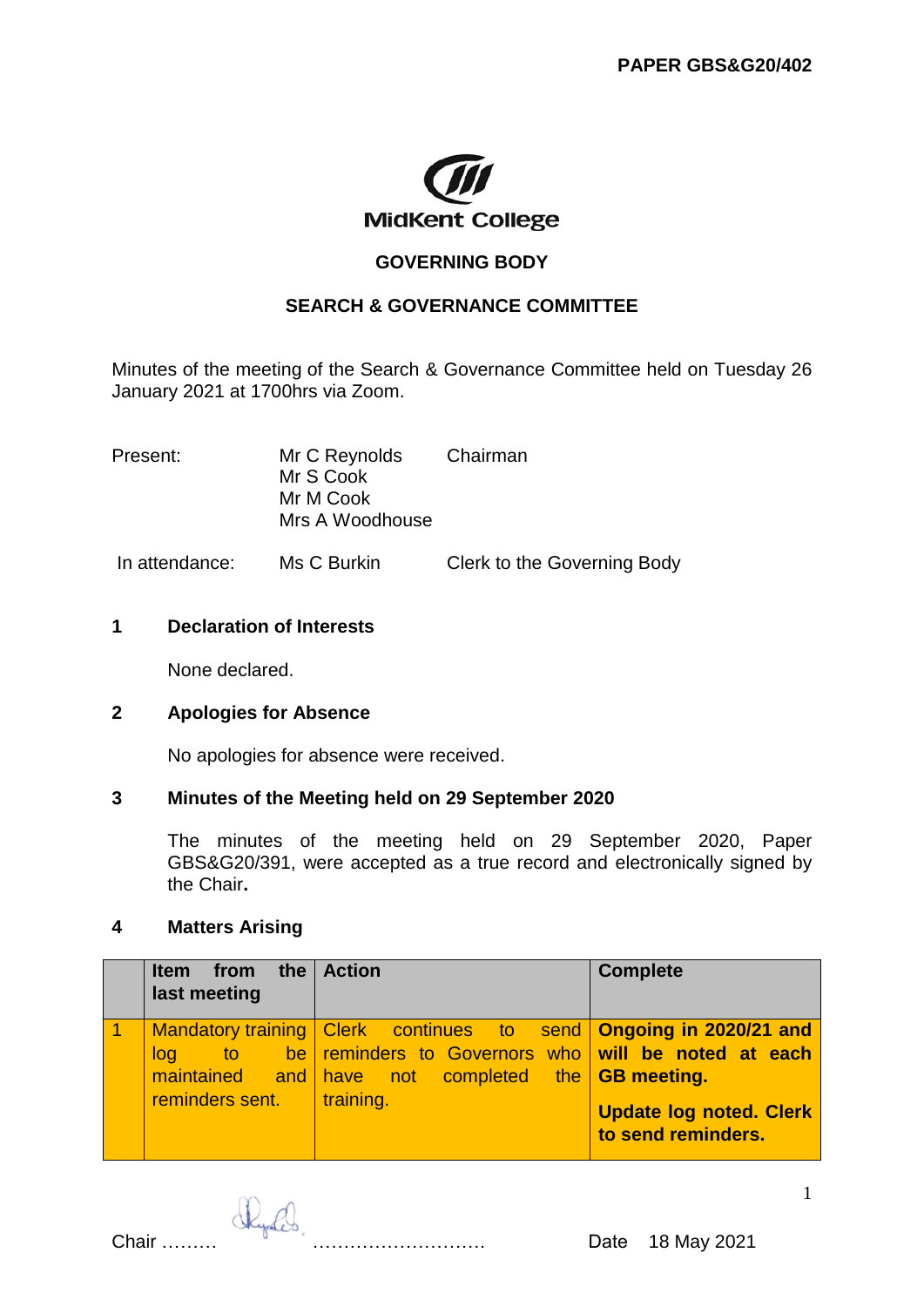**PAPER GBS&G20/402**

MidKent College

**GOVERNING BODY**

**SEARCH & GOVERNANCE COMMITTEE**

Minutes of the meeting of the Search & Governance Committee held on Tuesday 26 January 2021 at 1700hrs via Zoom.

| | | |
|---|---|---|
| Present: | Mr C Reynolds | Chairman |
| | Mr S Cook | |
| | Mr M Cook | |
| | Mrs A Woodhouse | |
| In attendance: | Ms C Burkin | Clerk to the Governing Body |

## 1 Declaration of Interests

None declared.

## 2 Apologies for Absence

No apologies for absence were received.

## 3 Minutes of the Meeting held on 29 September 2020

The minutes of the meeting held on 29 September 2020, Paper GBS&G20/391, were accepted as a true record and electronically signed by the Chair**.**

## 4 Matters Arising

| | Item from the last meeting | Action | Complete |
|---|---|---|---|
| 1 | Mandatory training log to be maintained and reminders sent. | Clerk continues to send reminders to Governors who have not completed the training. | **Ongoing in 2020/21 and will be noted at each GB meeting.**<br>**Update log noted. Clerk to send reminders.** |

Chair ……… ………………………. Date 18 May 2021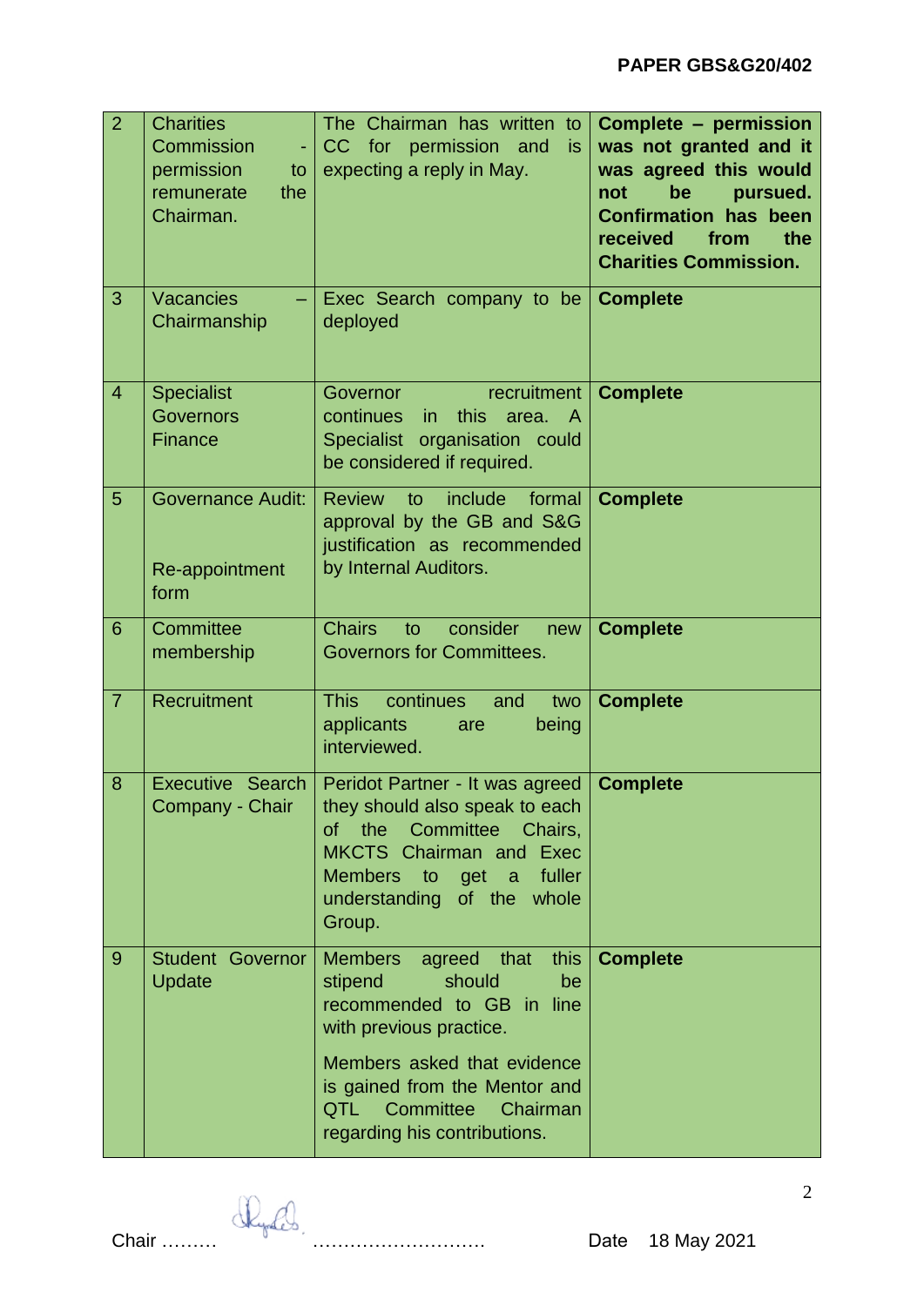**PAPER GBS&G20/402**

| | | | |
|---|---|---|---|
| 2 | Charities Commission - permission to remunerate the Chairman. | The Chairman has written to CC for permission and is expecting a reply in May. | **Complete – permission was not granted and it was agreed this would not be pursued. Confirmation has been received from the Charities Commission.** |
| 3 | Vacancies – Chairmanship | Exec Search company to be deployed | **Complete** |
| 4 | Specialist Governors Finance | Governor recruitment continues in this area. A Specialist organisation could be considered if required. | **Complete** |
| 5 | Governance Audit: Re-appointment form | Review to include formal approval by the GB and S&G justification as recommended by Internal Auditors. | **Complete** |
| 6 | Committee membership | Chairs to consider new Governors for Committees. | **Complete** |
| 7 | Recruitment | This continues and two applicants are being interviewed. | **Complete** |
| 8 | Executive Search Company - Chair | Peridot Partner - It was agreed they should also speak to each of the Committee Chairs, MKCTS Chairman and Exec Members to get a fuller understanding of the whole Group. | **Complete** |
| 9 | Student Governor Update | Members agreed that this stipend should be recommended to GB in line with previous practice.<br><br>Members asked that evidence is gained from the Mentor and QTL Committee Chairman regarding his contributions. | **Complete** |

Chair ……… ……………………….. Date 18 May 2021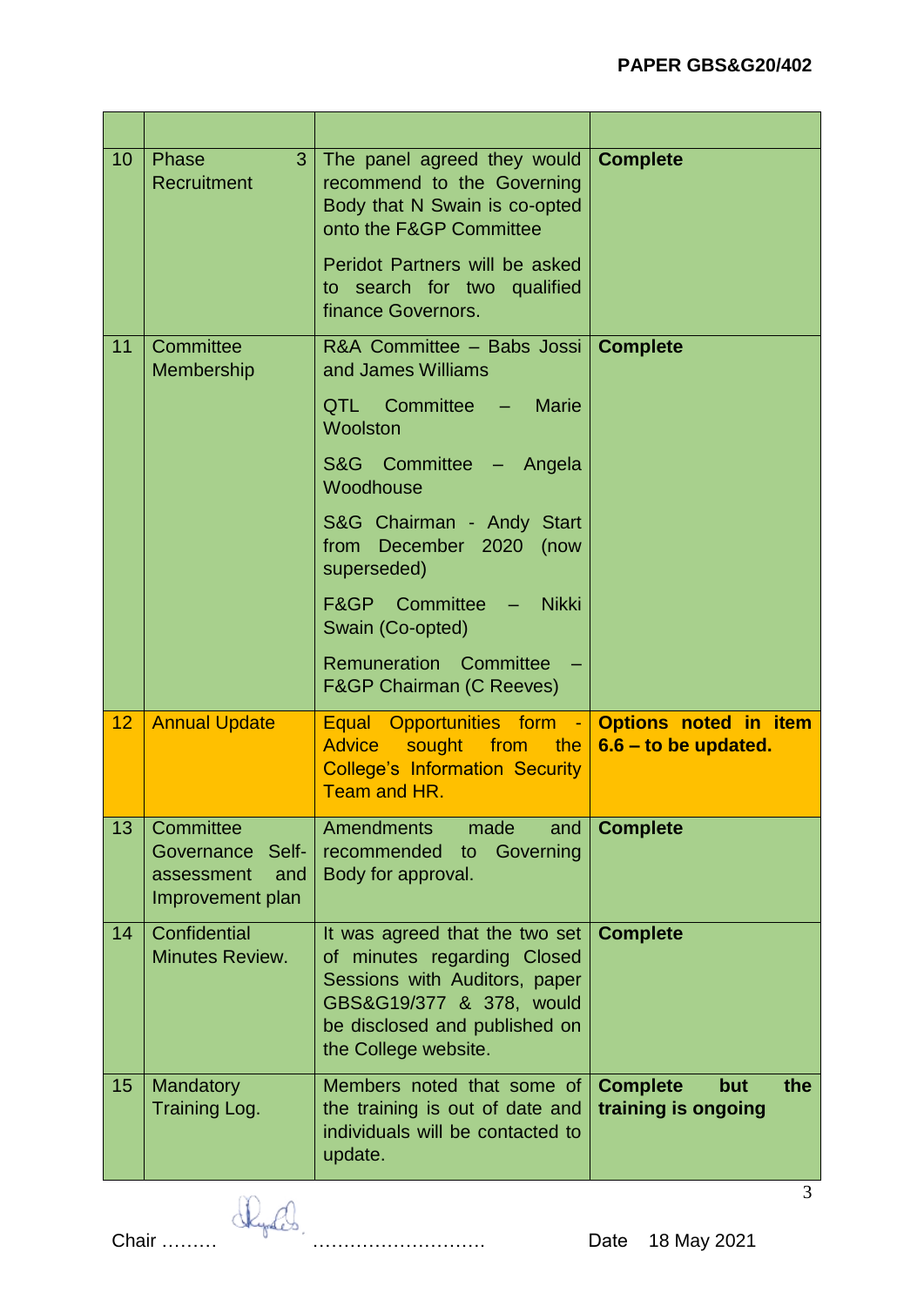**PAPER GBS&G20/402**

| | | | |
|---|---|---|---|
| 10 | Phase 3 Recruitment | The panel agreed they would recommend to the Governing Body that N Swain is co-opted onto the F&GP Committee<br><br>Peridot Partners will be asked to search for two qualified finance Governors. | **Complete** |
| 11 | Committee Membership | R&A Committee – Babs Jossi and James Williams<br><br>QTL Committee – Marie Woolston<br><br>S&G Committee – Angela Woodhouse<br><br>S&G Chairman - Andy Start from December 2020 (now superseded)<br><br>F&GP Committee – Nikki Swain (Co-opted)<br><br>Remuneration Committee – F&GP Chairman (C Reeves) | **Complete** |
| 12 | Annual Update | Equal Opportunities form - Advice sought from the College's Information Security Team and HR. | **Options noted in item 6.6 – to be updated.** |
| 13 | Committee Governance Self-assessment and Improvement plan | Amendments made and recommended to Governing Body for approval. | **Complete** |
| 14 | Confidential Minutes Review. | It was agreed that the two set of minutes regarding Closed Sessions with Auditors, paper GBS&G19/377 & 378, would be disclosed and published on the College website. | **Complete** |
| 15 | Mandatory Training Log. | Members noted that some of the training is out of date and individuals will be contacted to update. | **Complete but the training is ongoing** |

Chair ……… ……………………… Date 18 May 2021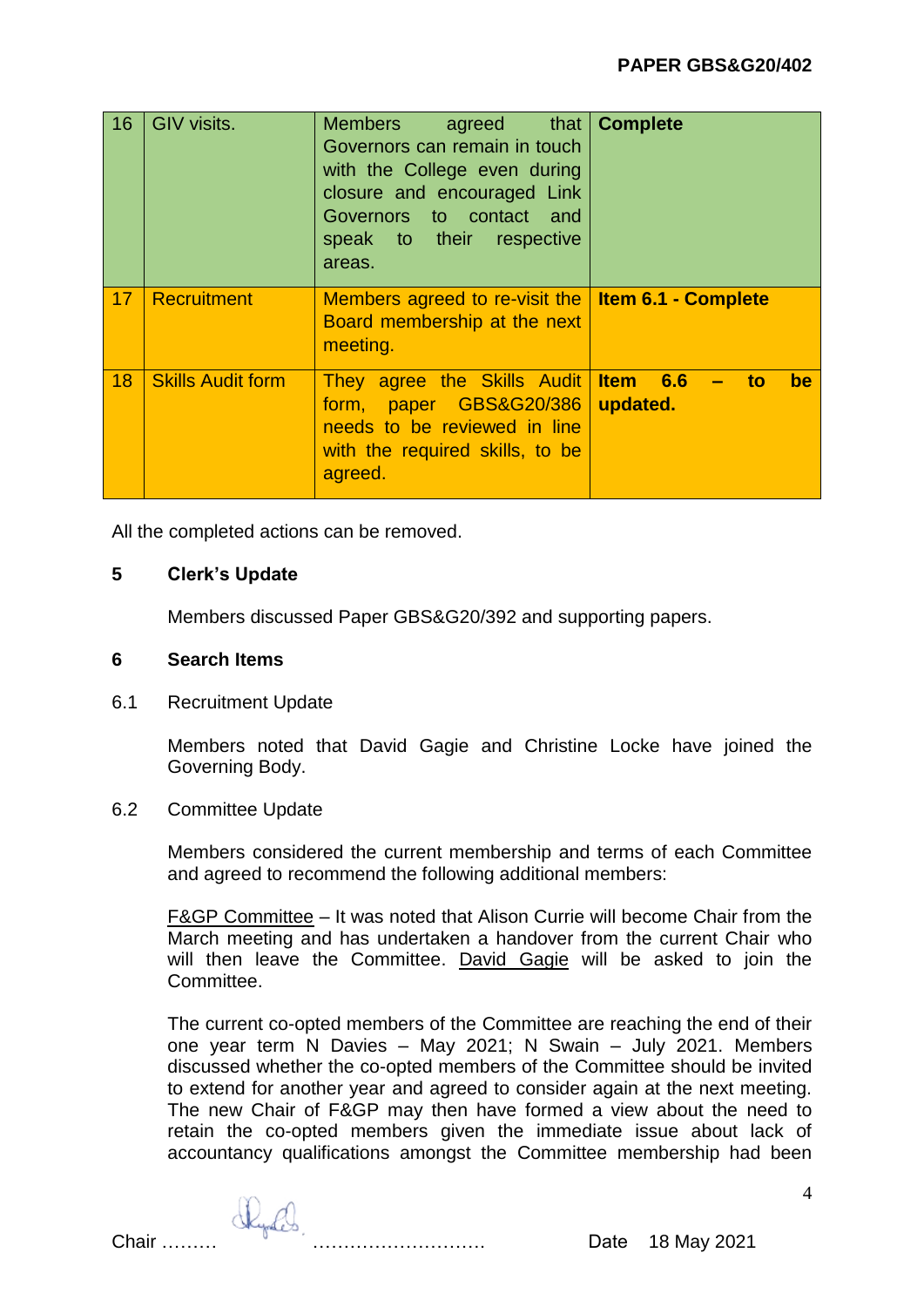| 16 | GIV visits. | Members agreed that Governors can remain in touch with the College even during closure and encouraged Link Governors to contact and speak to their respective areas. | **Complete** |
|---|---|---|---|
| 17 | Recruitment | Members agreed to re-visit the Board membership at the next meeting. | **Item 6.1 - Complete** |
| 18 | Skills Audit form | They agree the Skills Audit form, paper GBS&G20/386 needs to be reviewed in line with the required skills, to be agreed. | **Item 6.6 – to be updated.** |

All the completed actions can be removed.

**5 Clerk's Update**

Members discussed Paper GBS&G20/392 and supporting papers.

**6 Search Items**

6.1 Recruitment Update

Members noted that David Gagie and Christine Locke have joined the Governing Body.

6.2 Committee Update

Members considered the current membership and terms of each Committee and agreed to recommend the following additional members:

<u>F&GP Committee</u> – It was noted that Alison Currie will become Chair from the March meeting and has undertaken a handover from the current Chair who will then leave the Committee. <u>David Gagie</u> will be asked to join the Committee.

The current co-opted members of the Committee are reaching the end of their one year term N Davies – May 2021; N Swain – July 2021. Members discussed whether the co-opted members of the Committee should be invited to extend for another year and agreed to consider again at the next meeting. The new Chair of F&GP may then have formed a view about the need to retain the co-opted members given the immediate issue about lack of accountancy qualifications amongst the Committee membership had been

Chair ……… ……………………… Date 18 May 2021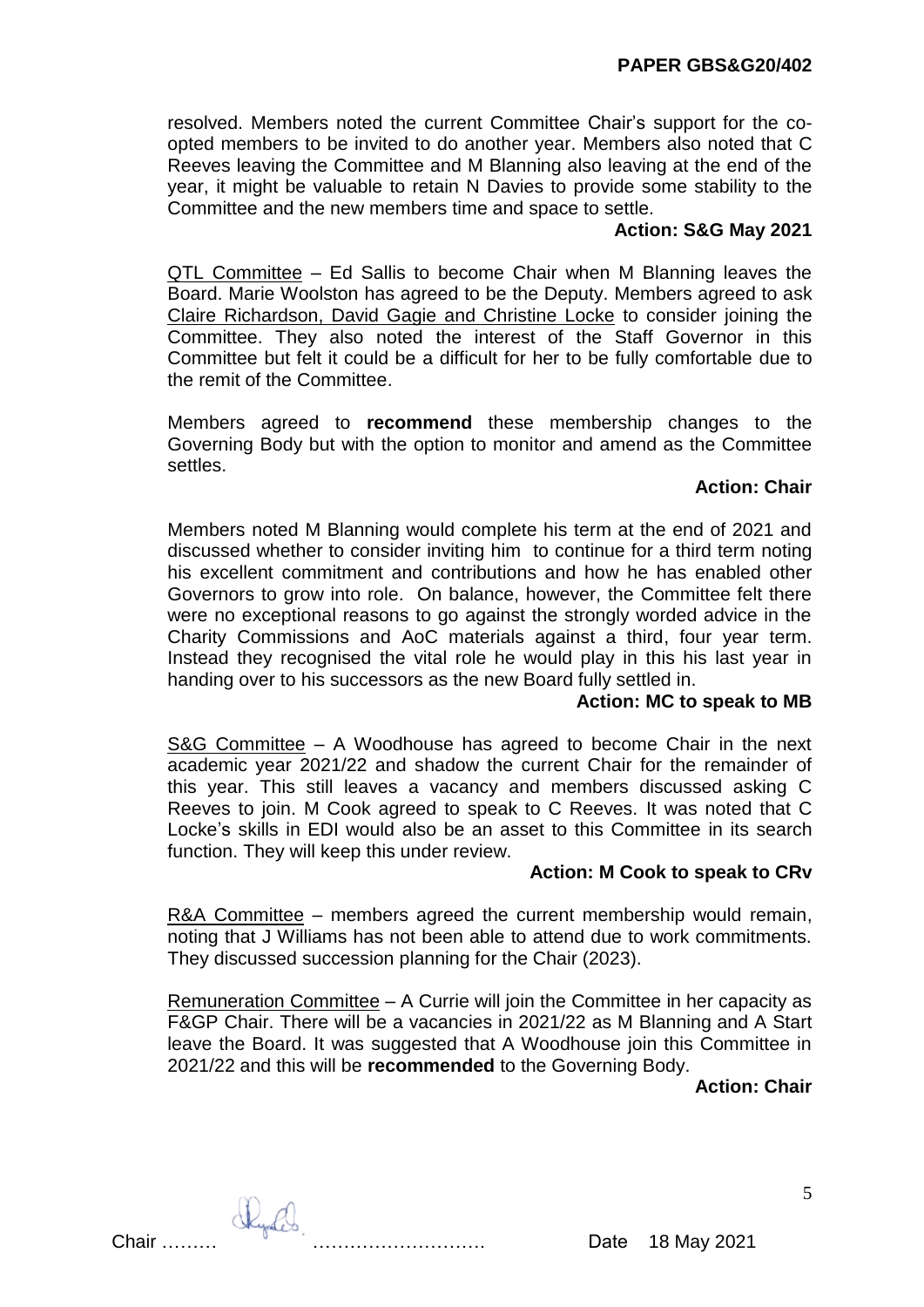resolved. Members noted the current Committee Chair's support for the co-opted members to be invited to do another year. Members also noted that C Reeves leaving the Committee and M Blanning also leaving at the end of the year, it might be valuable to retain N Davies to provide some stability to the Committee and the new members time and space to settle.

**Action: S&G May 2021**

<u>QTL Committee</u> – Ed Sallis to become Chair when M Blanning leaves the Board. Marie Woolston has agreed to be the Deputy. Members agreed to ask <u>Claire Richardson, David Gagie and Christine Locke</u> to consider joining the Committee. They also noted the interest of the Staff Governor in this Committee but felt it could be a difficult for her to be fully comfortable due to the remit of the Committee.

Members agreed to **recommend** these membership changes to the Governing Body but with the option to monitor and amend as the Committee settles.

**Action: Chair**

Members noted M Blanning would complete his term at the end of 2021 and discussed whether to consider inviting him to continue for a third term noting his excellent commitment and contributions and how he has enabled other Governors to grow into role. On balance, however, the Committee felt there were no exceptional reasons to go against the strongly worded advice in the Charity Commissions and AoC materials against a third, four year term. Instead they recognised the vital role he would play in this his last year in handing over to his successors as the new Board fully settled in.

**Action: MC to speak to MB**

<u>S&G Committee</u> – A Woodhouse has agreed to become Chair in the next academic year 2021/22 and shadow the current Chair for the remainder of this year. This still leaves a vacancy and members discussed asking C Reeves to join. M Cook agreed to speak to C Reeves. It was noted that C Locke's skills in EDI would also be an asset to this Committee in its search function. They will keep this under review.

**Action: M Cook to speak to CRv**

<u>R&A Committee</u> – members agreed the current membership would remain, noting that J Williams has not been able to attend due to work commitments. They discussed succession planning for the Chair (2023).

<u>Remuneration Committee</u> – A Currie will join the Committee in her capacity as F&GP Chair. There will be a vacancies in 2021/22 as M Blanning and A Start leave the Board. It was suggested that A Woodhouse join this Committee in 2021/22 and this will be **recommended** to the Governing Body.

**Action: Chair**

Chair ……… ………………………. Date 18 May 2021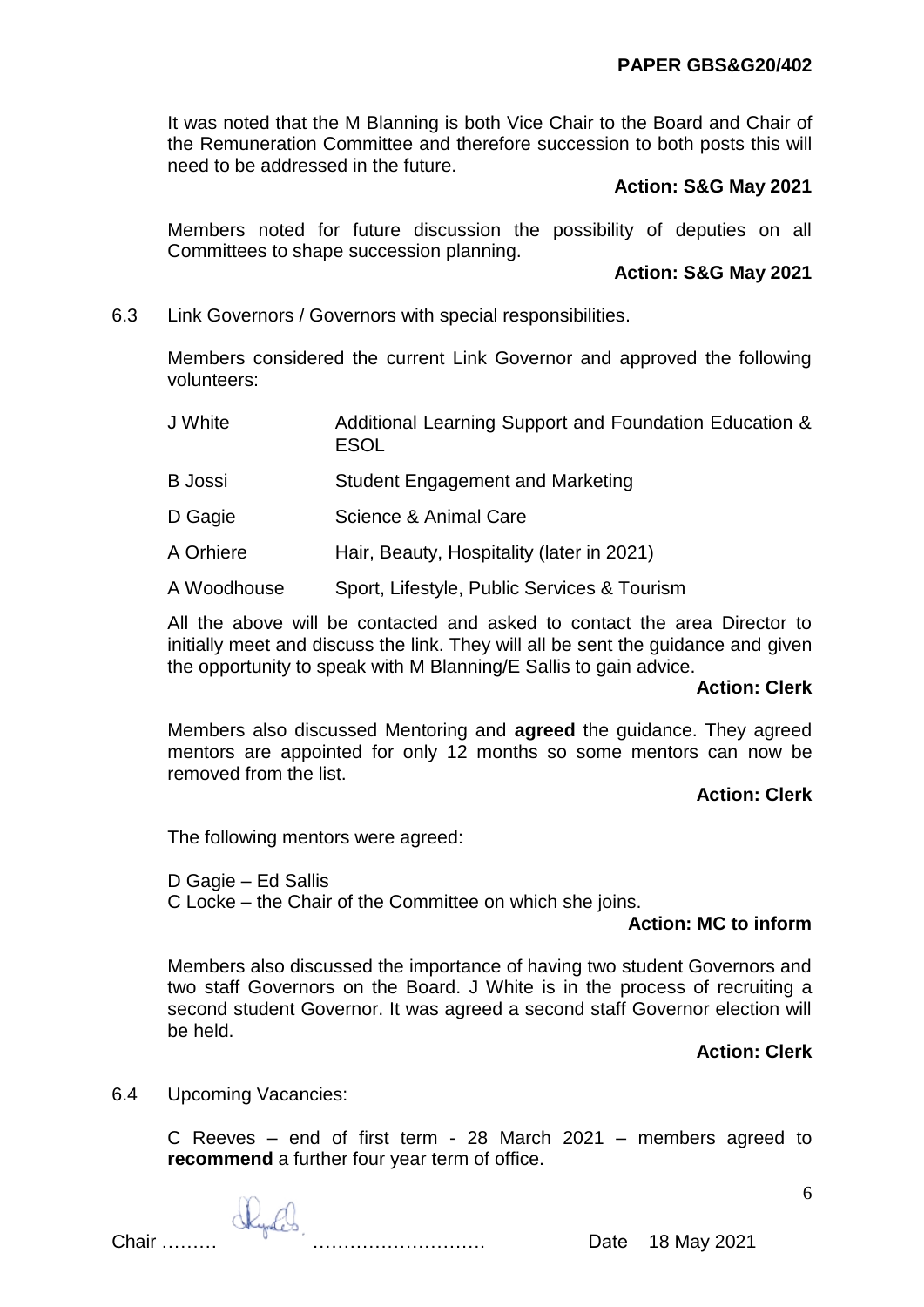It was noted that the M Blanning is both Vice Chair to the Board and Chair of the Remuneration Committee and therefore succession to both posts this will need to be addressed in the future.

**Action: S&G May 2021**

Members noted for future discussion the possibility of deputies on all Committees to shape succession planning.

**Action: S&G May 2021**

6.3 Link Governors / Governors with special responsibilities.

Members considered the current Link Governor and approved the following volunteers:

| | |
|---|---|
| J White | Additional Learning Support and Foundation Education & ESOL |
| B Jossi | Student Engagement and Marketing |
| D Gagie | Science & Animal Care |
| A Orhiere | Hair, Beauty, Hospitality (later in 2021) |
| A Woodhouse | Sport, Lifestyle, Public Services & Tourism |

All the above will be contacted and asked to contact the area Director to initially meet and discuss the link. They will all be sent the guidance and given the opportunity to speak with M Blanning/E Sallis to gain advice.

**Action: Clerk**

Members also discussed Mentoring and **agreed** the guidance. They agreed mentors are appointed for only 12 months so some mentors can now be removed from the list.

**Action: Clerk**

The following mentors were agreed:

D Gagie – Ed Sallis
C Locke – the Chair of the Committee on which she joins.

**Action: MC to inform**

Members also discussed the importance of having two student Governors and two staff Governors on the Board. J White is in the process of recruiting a second student Governor. It was agreed a second staff Governor election will be held.

**Action: Clerk**

6.4 Upcoming Vacancies:

C Reeves – end of first term - 28 March 2021 – members agreed to **recommend** a further four year term of office.

Chair ……… ………………………. Date 18 May 2021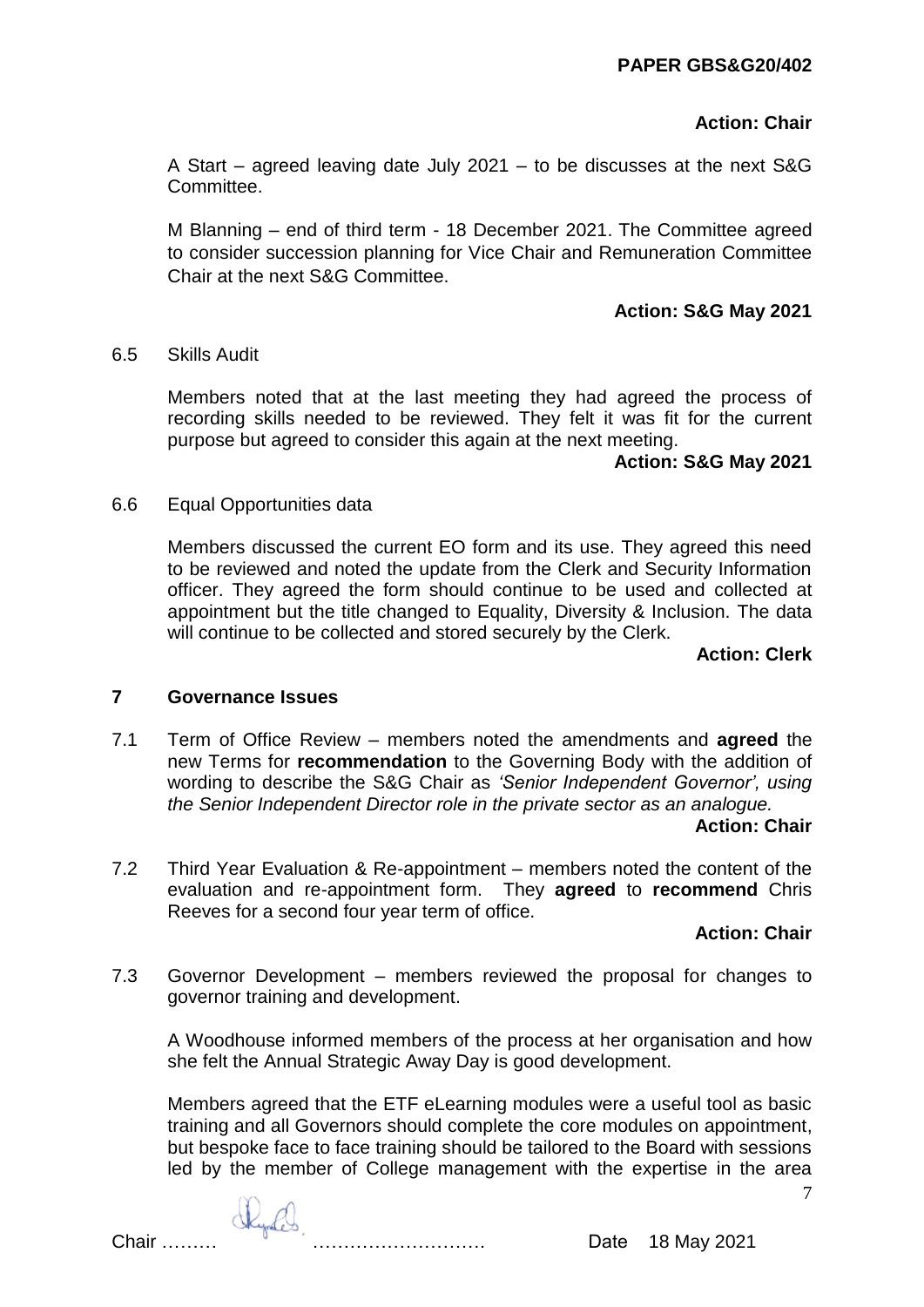**Action: Chair**

A Start – agreed leaving date July 2021 – to be discusses at the next S&G Committee.

M Blanning – end of third term - 18 December 2021. The Committee agreed to consider succession planning for Vice Chair and Remuneration Committee Chair at the next S&G Committee.

**Action: S&G May 2021**

6.5 Skills Audit

Members noted that at the last meeting they had agreed the process of recording skills needed to be reviewed. They felt it was fit for the current purpose but agreed to consider this again at the next meeting.

**Action: S&G May 2021**

6.6 Equal Opportunities data

Members discussed the current EO form and its use. They agreed this need to be reviewed and noted the update from the Clerk and Security Information officer. They agreed the form should continue to be used and collected at appointment but the title changed to Equality, Diversity & Inclusion. The data will continue to be collected and stored securely by the Clerk.

**Action: Clerk**

## 7 Governance Issues

7.1 Term of Office Review – members noted the amendments and **agreed** the new Terms for **recommendation** to the Governing Body with the addition of wording to describe the S&G Chair as *'Senior Independent Governor', using the Senior Independent Director role in the private sector as an analogue.*

**Action: Chair**

7.2 Third Year Evaluation & Re-appointment – members noted the content of the evaluation and re-appointment form. They **agreed** to **recommend** Chris Reeves for a second four year term of office.

**Action: Chair**

7.3 Governor Development – members reviewed the proposal for changes to governor training and development.

A Woodhouse informed members of the process at her organisation and how she felt the Annual Strategic Away Day is good development.

Members agreed that the ETF eLearning modules were a useful tool as basic training and all Governors should complete the core modules on appointment, but bespoke face to face training should be tailored to the Board with sessions led by the member of College management with the expertise in the area

Chair ……… ………………………. Date 18 May 2021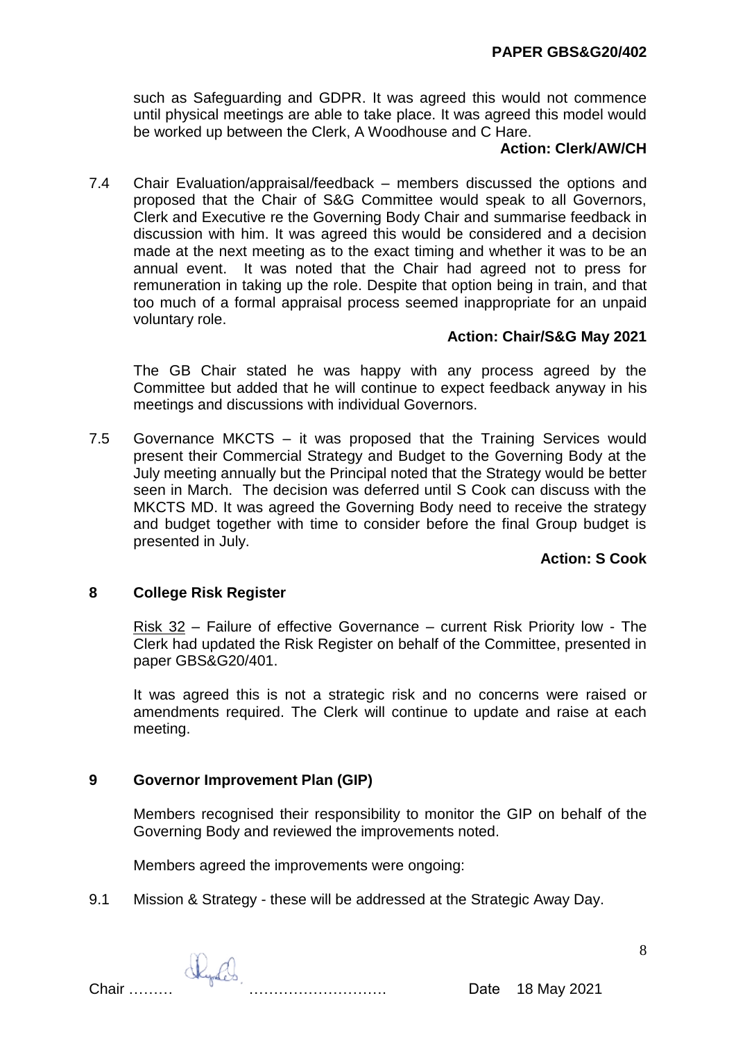such as Safeguarding and GDPR. It was agreed this would not commence until physical meetings are able to take place. It was agreed this model would be worked up between the Clerk, A Woodhouse and C Hare.

**Action: Clerk/AW/CH**

7.4 Chair Evaluation/appraisal/feedback – members discussed the options and proposed that the Chair of S&G Committee would speak to all Governors, Clerk and Executive re the Governing Body Chair and summarise feedback in discussion with him. It was agreed this would be considered and a decision made at the next meeting as to the exact timing and whether it was to be an annual event. It was noted that the Chair had agreed not to press for remuneration in taking up the role. Despite that option being in train, and that too much of a formal appraisal process seemed inappropriate for an unpaid voluntary role.

**Action: Chair/S&G May 2021**

The GB Chair stated he was happy with any process agreed by the Committee but added that he will continue to expect feedback anyway in his meetings and discussions with individual Governors.

7.5 Governance MKCTS – it was proposed that the Training Services would present their Commercial Strategy and Budget to the Governing Body at the July meeting annually but the Principal noted that the Strategy would be better seen in March. The decision was deferred until S Cook can discuss with the MKCTS MD. It was agreed the Governing Body need to receive the strategy and budget together with time to consider before the final Group budget is presented in July.

**Action: S Cook**

## 8 College Risk Register

Risk 32 – Failure of effective Governance – current Risk Priority low - The Clerk had updated the Risk Register on behalf of the Committee, presented in paper GBS&G20/401.

It was agreed this is not a strategic risk and no concerns were raised or amendments required. The Clerk will continue to update and raise at each meeting.

## 9 Governor Improvement Plan (GIP)

Members recognised their responsibility to monitor the GIP on behalf of the Governing Body and reviewed the improvements noted.

Members agreed the improvements were ongoing:

9.1 Mission & Strategy - these will be addressed at the Strategic Away Day.

Chair ……… ………………………. Date 18 May 2021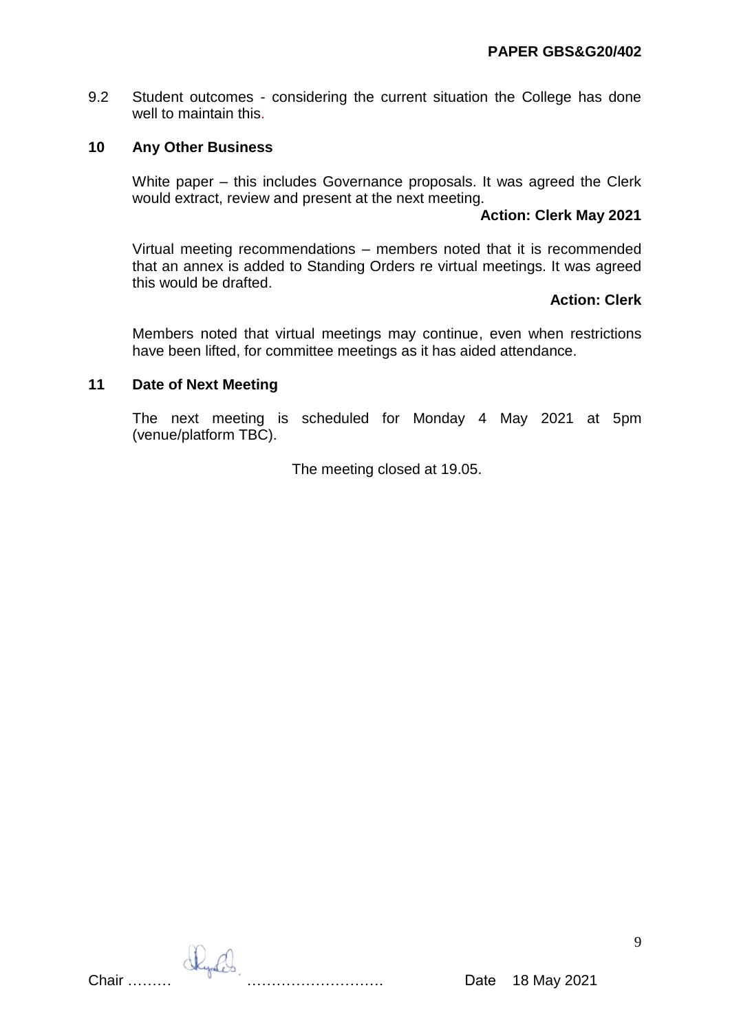9.2 Student outcomes - considering the current situation the College has done well to maintain this.

## 10 Any Other Business

White paper – this includes Governance proposals. It was agreed the Clerk would extract, review and present at the next meeting.

**Action: Clerk May 2021**

Virtual meeting recommendations – members noted that it is recommended that an annex is added to Standing Orders re virtual meetings. It was agreed this would be drafted.

**Action: Clerk**

Members noted that virtual meetings may continue, even when restrictions have been lifted, for committee meetings as it has aided attendance.

## 11 Date of Next Meeting

The next meeting is scheduled for Monday 4 May 2021 at 5pm (venue/platform TBC).

The meeting closed at 19.05.

Chair ……… ………………………. Date 18 May 2021